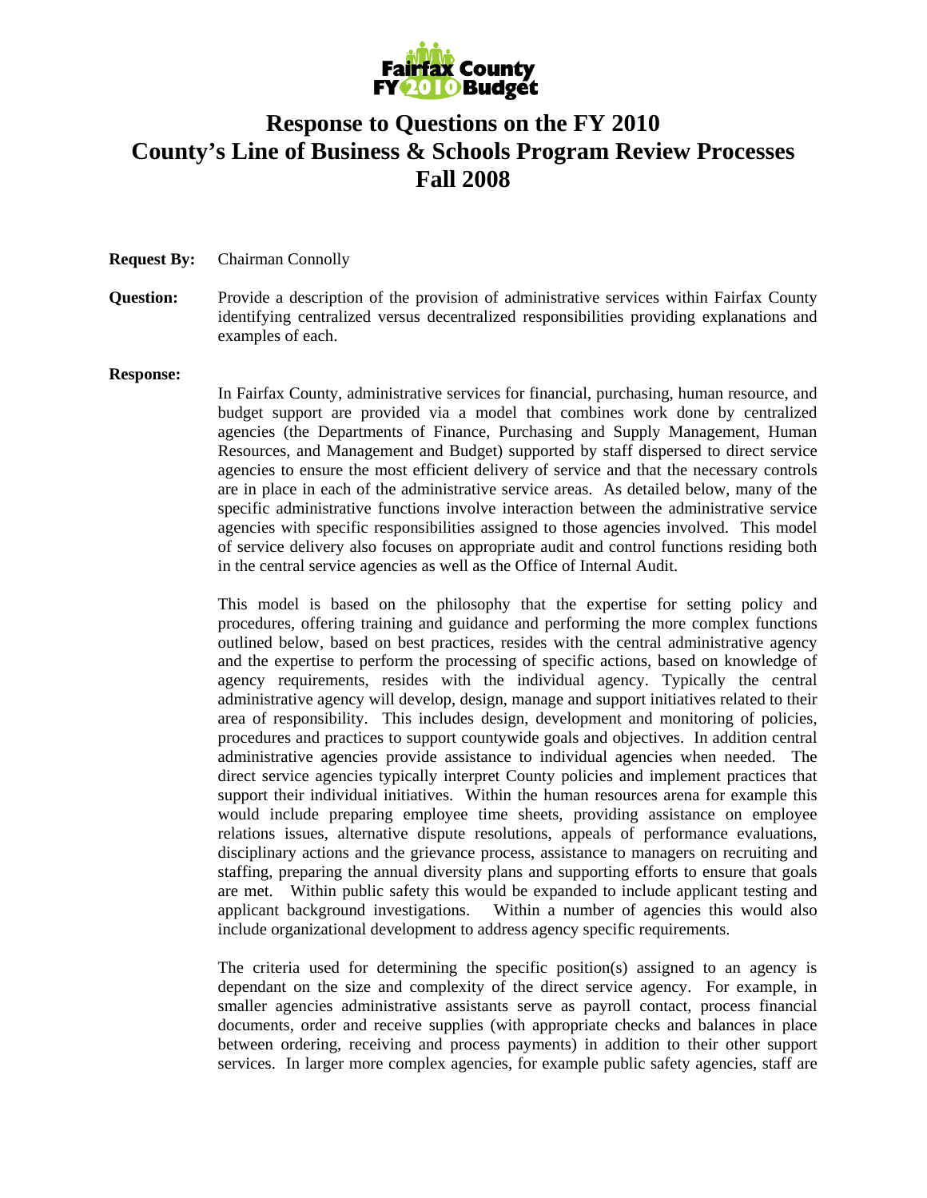Fairfax County FY 2010 Budget

# Response to Questions on the FY 2010 County's Line of Business & Schools Program Review Processes Fall 2008

**Request By:** Chairman Connolly

**Question:** Provide a description of the provision of administrative services within Fairfax County identifying centralized versus decentralized responsibilities providing explanations and examples of each.

**Response:**

In Fairfax County, administrative services for financial, purchasing, human resource, and budget support are provided via a model that combines work done by centralized agencies (the Departments of Finance, Purchasing and Supply Management, Human Resources, and Management and Budget) supported by staff dispersed to direct service agencies to ensure the most efficient delivery of service and that the necessary controls are in place in each of the administrative service areas. As detailed below, many of the specific administrative functions involve interaction between the administrative service agencies with specific responsibilities assigned to those agencies involved. This model of service delivery also focuses on appropriate audit and control functions residing both in the central service agencies as well as the Office of Internal Audit.

This model is based on the philosophy that the expertise for setting policy and procedures, offering training and guidance and performing the more complex functions outlined below, based on best practices, resides with the central administrative agency and the expertise to perform the processing of specific actions, based on knowledge of agency requirements, resides with the individual agency. Typically the central administrative agency will develop, design, manage and support initiatives related to their area of responsibility. This includes design, development and monitoring of policies, procedures and practices to support countywide goals and objectives. In addition central administrative agencies provide assistance to individual agencies when needed. The direct service agencies typically interpret County policies and implement practices that support their individual initiatives. Within the human resources arena for example this would include preparing employee time sheets, providing assistance on employee relations issues, alternative dispute resolutions, appeals of performance evaluations, disciplinary actions and the grievance process, assistance to managers on recruiting and staffing, preparing the annual diversity plans and supporting efforts to ensure that goals are met. Within public safety this would be expanded to include applicant testing and applicant background investigations. Within a number of agencies this would also include organizational development to address agency specific requirements.

The criteria used for determining the specific position(s) assigned to an agency is dependant on the size and complexity of the direct service agency. For example, in smaller agencies administrative assistants serve as payroll contact, process financial documents, order and receive supplies (with appropriate checks and balances in place between ordering, receiving and process payments) in addition to their other support services. In larger more complex agencies, for example public safety agencies, staff are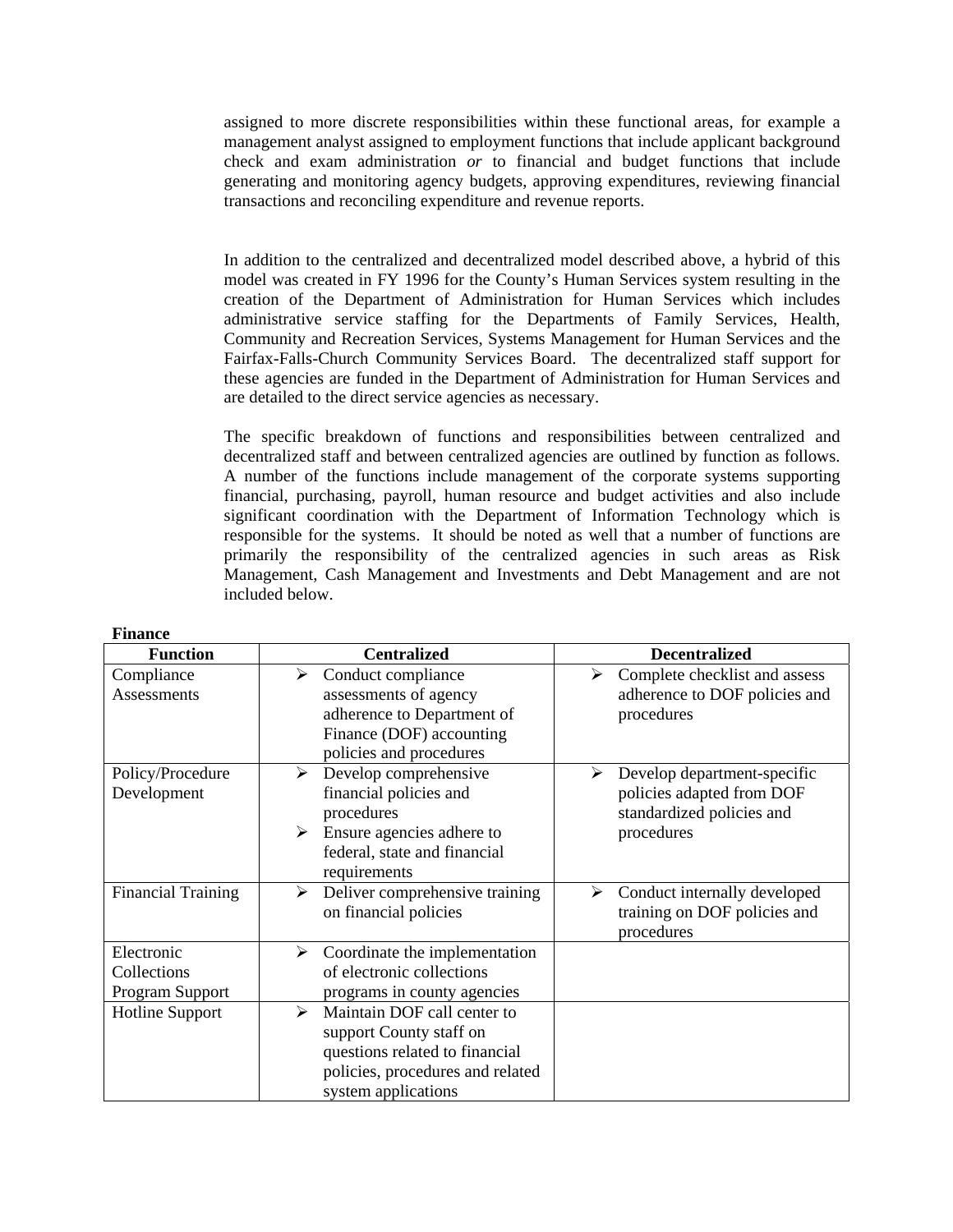assigned to more discrete responsibilities within these functional areas, for example a management analyst assigned to employment functions that include applicant background check and exam administration *or* to financial and budget functions that include generating and monitoring agency budgets, approving expenditures, reviewing financial transactions and reconciling expenditure and revenue reports.

In addition to the centralized and decentralized model described above, a hybrid of this model was created in FY 1996 for the County's Human Services system resulting in the creation of the Department of Administration for Human Services which includes administrative service staffing for the Departments of Family Services, Health, Community and Recreation Services, Systems Management for Human Services and the Fairfax-Falls-Church Community Services Board. The decentralized staff support for these agencies are funded in the Department of Administration for Human Services and are detailed to the direct service agencies as necessary.

The specific breakdown of functions and responsibilities between centralized and decentralized staff and between centralized agencies are outlined by function as follows. A number of the functions include management of the corporate systems supporting financial, purchasing, payroll, human resource and budget activities and also include significant coordination with the Department of Information Technology which is responsible for the systems. It should be noted as well that a number of functions are primarily the responsibility of the centralized agencies in such areas as Risk Management, Cash Management and Investments and Debt Management and are not included below.

**Finance**

| Function | Centralized | Decentralized |
|---|---|---|
| Compliance Assessments | ➢ Conduct compliance assessments of agency adherence to Department of Finance (DOF) accounting policies and procedures | ➢ Complete checklist and assess adherence to DOF policies and procedures |
| Policy/Procedure Development | ➢ Develop comprehensive financial policies and procedures<br>➢ Ensure agencies adhere to federal, state and financial requirements | ➢ Develop department-specific policies adapted from DOF standardized policies and procedures |
| Financial Training | ➢ Deliver comprehensive training on financial policies | ➢ Conduct internally developed training on DOF policies and procedures |
| Electronic Collections Program Support | ➢ Coordinate the implementation of electronic collections programs in county agencies | |
| Hotline Support | ➢ Maintain DOF call center to support County staff on questions related to financial policies, procedures and related system applications | |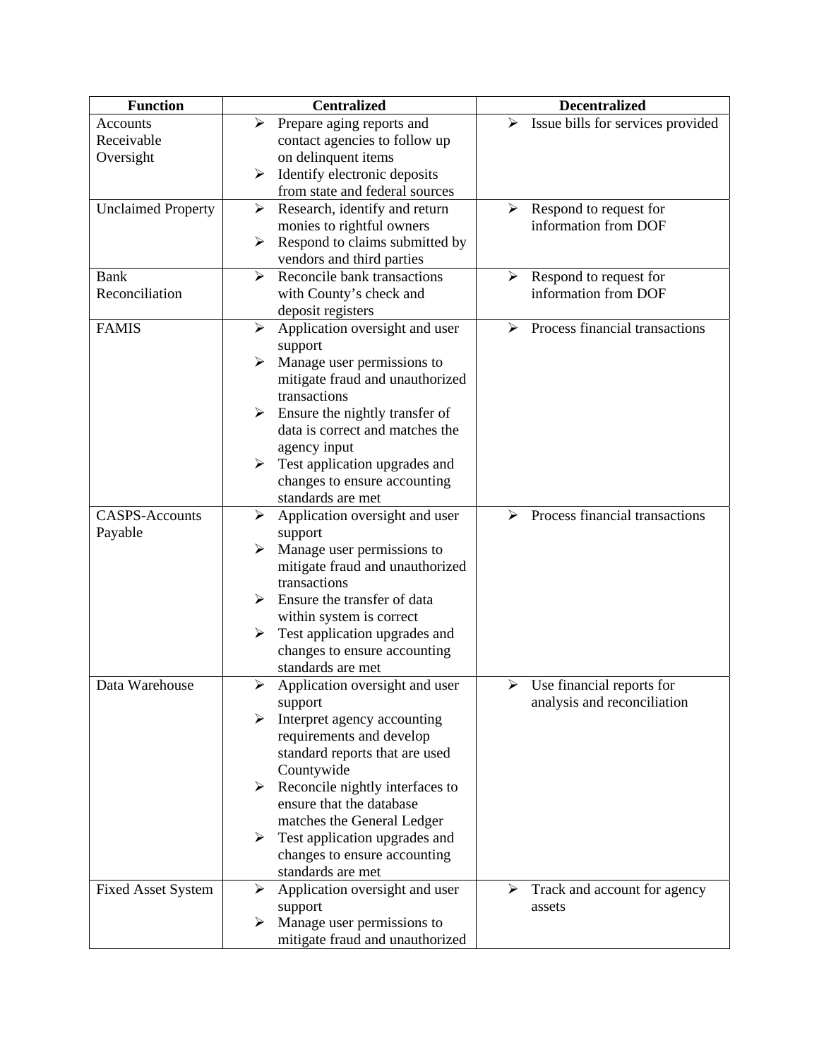| Function | Centralized | Decentralized |
| --- | --- | --- |
| Accounts Receivable Oversight | ➢ Prepare aging reports and contact agencies to follow up on delinquent items<br>➢ Identify electronic deposits from state and federal sources | ➢ Issue bills for services provided |
| Unclaimed Property | ➢ Research, identify and return monies to rightful owners<br>➢ Respond to claims submitted by vendors and third parties | ➢ Respond to request for information from DOF |
| Bank Reconciliation | ➢ Reconcile bank transactions with County's check and deposit registers | ➢ Respond to request for information from DOF |
| FAMIS | ➢ Application oversight and user support<br>➢ Manage user permissions to mitigate fraud and unauthorized transactions<br>➢ Ensure the nightly transfer of data is correct and matches the agency input<br>➢ Test application upgrades and changes to ensure accounting standards are met | ➢ Process financial transactions |
| CASPS-Accounts Payable | ➢ Application oversight and user support<br>➢ Manage user permissions to mitigate fraud and unauthorized transactions<br>➢ Ensure the transfer of data within system is correct<br>➢ Test application upgrades and changes to ensure accounting standards are met | ➢ Process financial transactions |
| Data Warehouse | ➢ Application oversight and user support<br>➢ Interpret agency accounting requirements and develop standard reports that are used Countywide<br>➢ Reconcile nightly interfaces to ensure that the database matches the General Ledger<br>➢ Test application upgrades and changes to ensure accounting standards are met | ➢ Use financial reports for analysis and reconciliation |
| Fixed Asset System | ➢ Application oversight and user support<br>➢ Manage user permissions to mitigate fraud and unauthorized | ➢ Track and account for agency assets |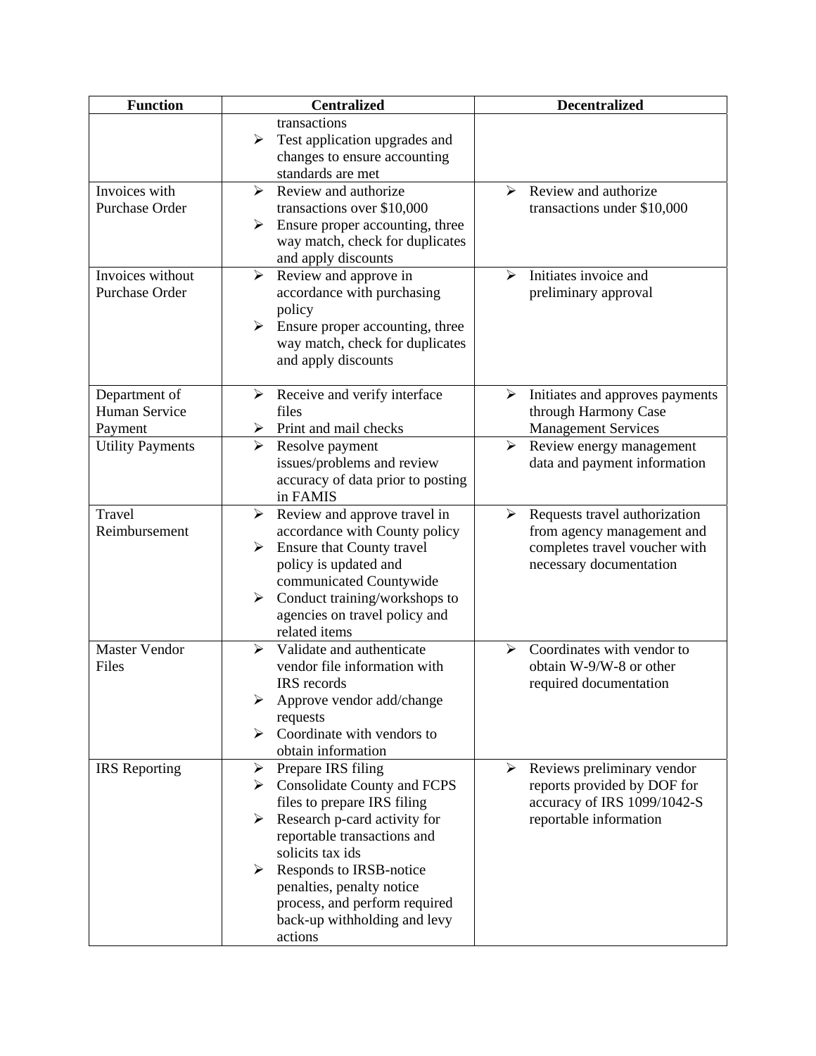| Function | Centralized | Decentralized |
|---|---|---|
| | transactions<br>➢ Test application upgrades and changes to ensure accounting standards are met | |
| Invoices with Purchase Order | ➢ Review and authorize transactions over $10,000<br>➢ Ensure proper accounting, three way match, check for duplicates and apply discounts | ➢ Review and authorize transactions under $10,000 |
| Invoices without Purchase Order | ➢ Review and approve in accordance with purchasing policy<br>➢ Ensure proper accounting, three way match, check for duplicates and apply discounts | ➢ Initiates invoice and preliminary approval |
| Department of Human Service Payment | ➢ Receive and verify interface files<br>➢ Print and mail checks | ➢ Initiates and approves payments through Harmony Case Management Services |
| Utility Payments | ➢ Resolve payment issues/problems and review accuracy of data prior to posting in FAMIS | ➢ Review energy management data and payment information |
| Travel Reimbursement | ➢ Review and approve travel in accordance with County policy<br>➢ Ensure that County travel policy is updated and communicated Countywide<br>➢ Conduct training/workshops to agencies on travel policy and related items | ➢ Requests travel authorization from agency management and completes travel voucher with necessary documentation |
| Master Vendor Files | ➢ Validate and authenticate vendor file information with IRS records<br>➢ Approve vendor add/change requests<br>➢ Coordinate with vendors to obtain information | ➢ Coordinates with vendor to obtain W-9/W-8 or other required documentation |
| IRS Reporting | ➢ Prepare IRS filing<br>➢ Consolidate County and FCPS files to prepare IRS filing<br>➢ Research p-card activity for reportable transactions and solicits tax ids<br>➢ Responds to IRSB-notice penalties, penalty notice process, and perform required back-up withholding and levy actions | ➢ Reviews preliminary vendor reports provided by DOF for accuracy of IRS 1099/1042-S reportable information |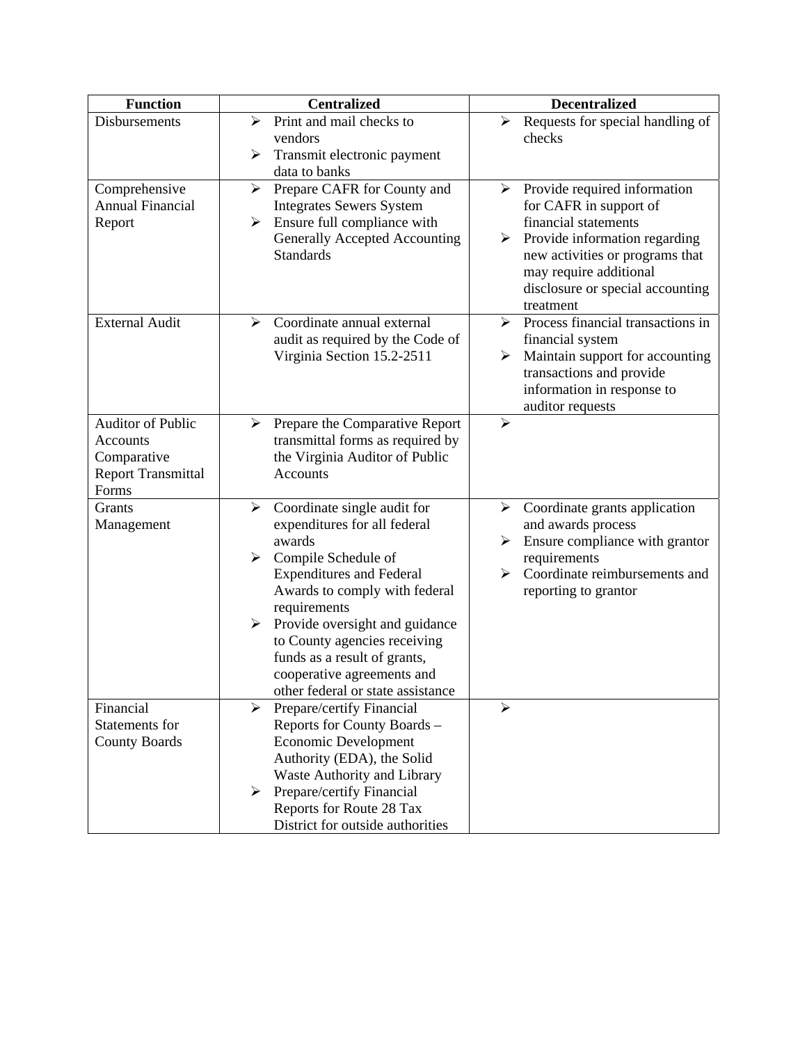| Function | Centralized | Decentralized |
|---|---|---|
| Disbursements | ➢ Print and mail checks to vendors<br>➢ Transmit electronic payment data to banks | ➢ Requests for special handling of checks |
| Comprehensive Annual Financial Report | ➢ Prepare CAFR for County and Integrates Sewers System<br>➢ Ensure full compliance with Generally Accepted Accounting Standards | ➢ Provide required information for CAFR in support of financial statements<br>➢ Provide information regarding new activities or programs that may require additional disclosure or special accounting treatment |
| External Audit | ➢ Coordinate annual external audit as required by the Code of Virginia Section 15.2-2511 | ➢ Process financial transactions in financial system<br>➢ Maintain support for accounting transactions and provide information in response to auditor requests |
| Auditor of Public Accounts Comparative Report Transmittal Forms | ➢ Prepare the Comparative Report transmittal forms as required by the Virginia Auditor of Public Accounts | ➢ |
| Grants Management | ➢ Coordinate single audit for expenditures for all federal awards<br>➢ Compile Schedule of Expenditures and Federal Awards to comply with federal requirements<br>➢ Provide oversight and guidance to County agencies receiving funds as a result of grants, cooperative agreements and other federal or state assistance | ➢ Coordinate grants application and awards process<br>➢ Ensure compliance with grantor requirements<br>➢ Coordinate reimbursements and reporting to grantor |
| Financial Statements for County Boards | ➢ Prepare/certify Financial Reports for County Boards – Economic Development Authority (EDA), the Solid Waste Authority and Library<br>➢ Prepare/certify Financial Reports for Route 28 Tax District for outside authorities | ➢ |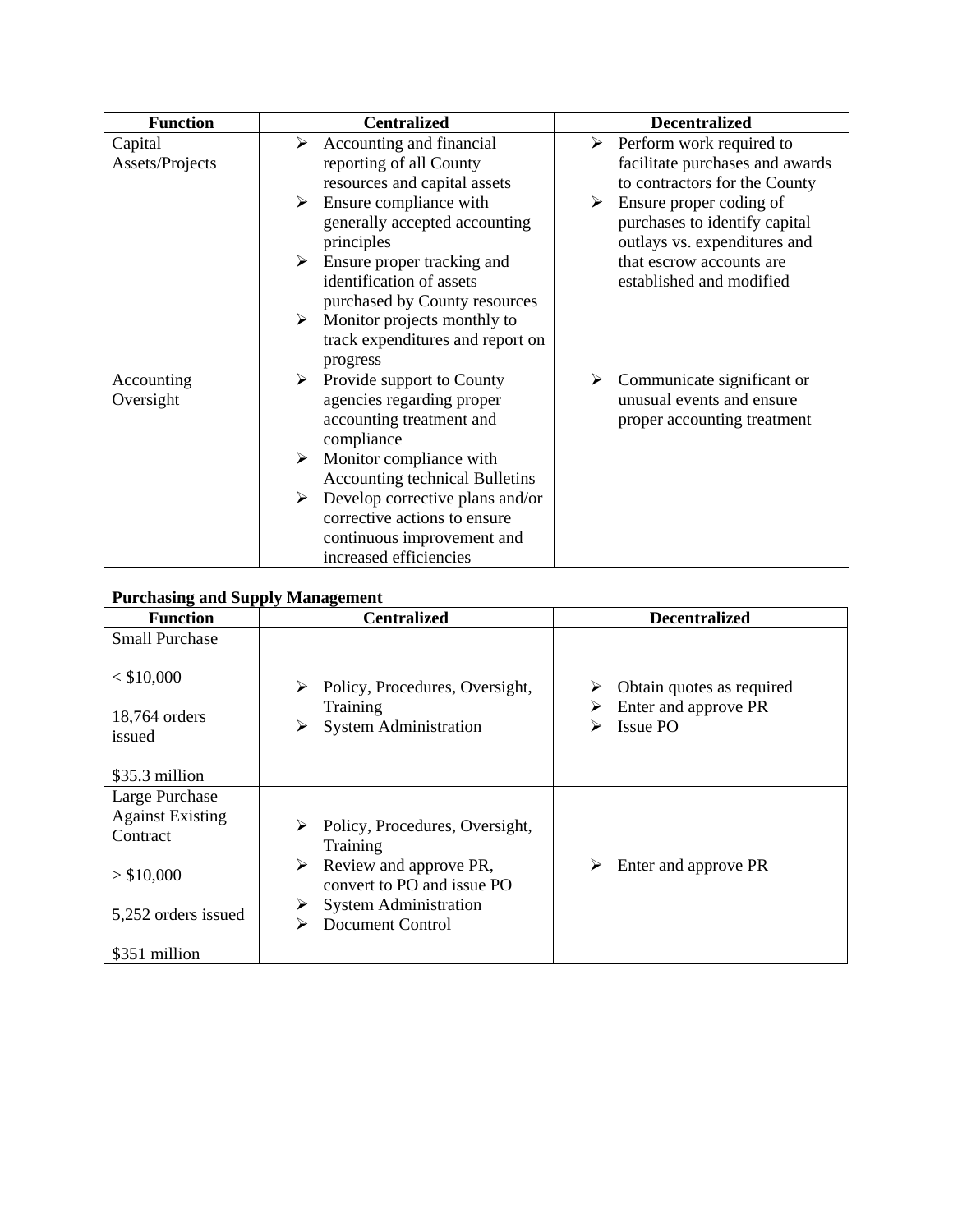| Function | Centralized | Decentralized |
|---|---|---|
| Capital Assets/Projects | ➢ Accounting and financial reporting of all County resources and capital assets<br>➢ Ensure compliance with generally accepted accounting principles<br>➢ Ensure proper tracking and identification of assets purchased by County resources<br>➢ Monitor projects monthly to track expenditures and report on progress | ➢ Perform work required to facilitate purchases and awards to contractors for the County<br>➢ Ensure proper coding of purchases to identify capital outlays vs. expenditures and that escrow accounts are established and modified |
| Accounting Oversight | ➢ Provide support to County agencies regarding proper accounting treatment and compliance<br>➢ Monitor compliance with Accounting technical Bulletins<br>➢ Develop corrective plans and/or corrective actions to ensure continuous improvement and increased efficiencies | ➢ Communicate significant or unusual events and ensure proper accounting treatment |

**Purchasing and Supply Management**

| Function | Centralized | Decentralized |
|---|---|---|
| Small Purchase<br><br>< $10,000<br><br>18,764 orders issued<br><br>$35.3 million | ➢ Policy, Procedures, Oversight, Training<br>➢ System Administration | ➢ Obtain quotes as required<br>➢ Enter and approve PR<br>➢ Issue PO |
| Large Purchase Against Existing Contract<br><br>> $10,000<br><br>5,252 orders issued<br><br>$351 million | ➢ Policy, Procedures, Oversight, Training<br>➢ Review and approve PR, convert to PO and issue PO<br>➢ System Administration<br>➢ Document Control | ➢ Enter and approve PR |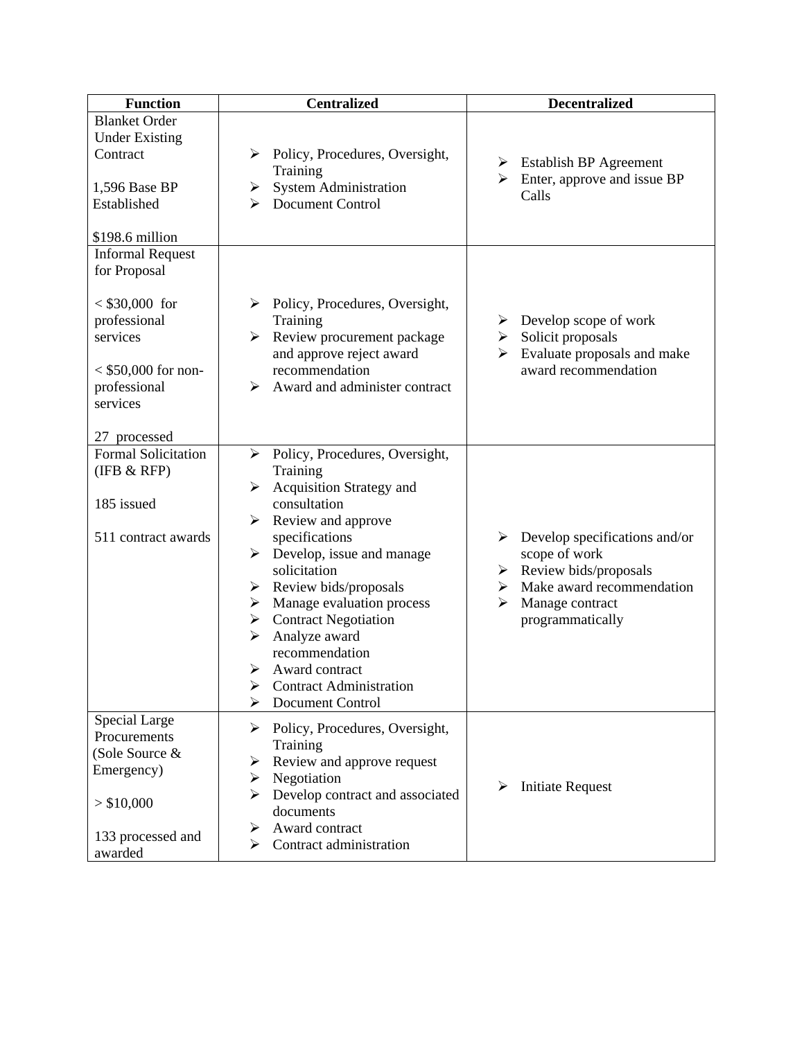| Function | Centralized | Decentralized |
|---|---|---|
| Blanket Order Under Existing Contract<br><br>1,596 Base BP Established<br><br>$198.6 million | ➢ Policy, Procedures, Oversight, Training<br>➢ System Administration<br>➢ Document Control | ➢ Establish BP Agreement<br>➢ Enter, approve and issue BP Calls |
| Informal Request for Proposal<br><br>< $30,000 for professional services<br><br>< $50,000 for non-professional services<br><br>27 processed | ➢ Policy, Procedures, Oversight, Training<br>➢ Review procurement package and approve reject award recommendation<br>➢ Award and administer contract | ➢ Develop scope of work<br>➢ Solicit proposals<br>➢ Evaluate proposals and make award recommendation |
| Formal Solicitation (IFB & RFP)<br><br>185 issued<br><br>511 contract awards | ➢ Policy, Procedures, Oversight, Training<br>➢ Acquisition Strategy and consultation<br>➢ Review and approve specifications<br>➢ Develop, issue and manage solicitation<br>➢ Review bids/proposals<br>➢ Manage evaluation process<br>➢ Contract Negotiation<br>➢ Analyze award recommendation<br>➢ Award contract<br>➢ Contract Administration<br>➢ Document Control | ➢ Develop specifications and/or scope of work<br>➢ Review bids/proposals<br>➢ Make award recommendation<br>➢ Manage contract programmatically |
| Special Large Procurements (Sole Source & Emergency)<br><br>> $10,000<br><br>133 processed and awarded | ➢ Policy, Procedures, Oversight, Training<br>➢ Review and approve request<br>➢ Negotiation<br>➢ Develop contract and associated documents<br>➢ Award contract<br>➢ Contract administration | ➢ Initiate Request |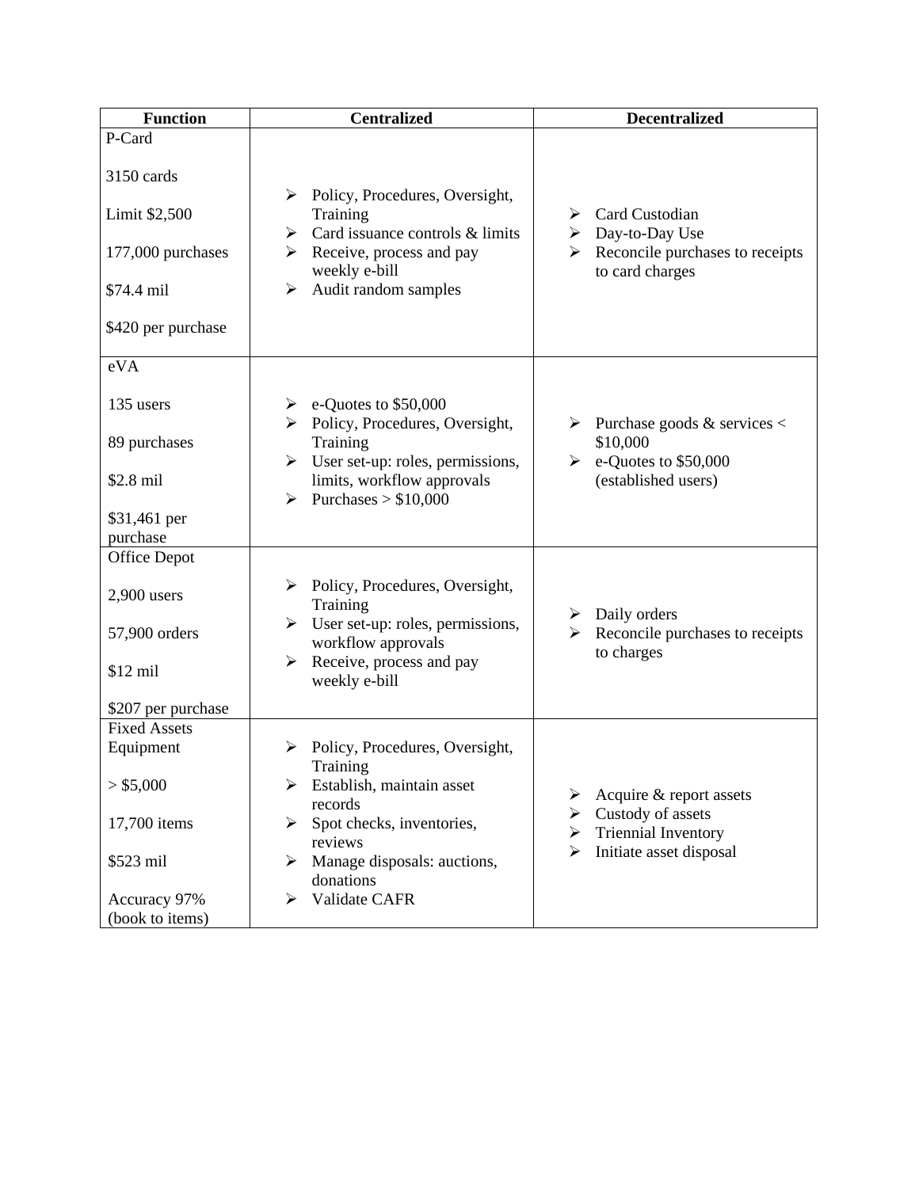| Function | Centralized | Decentralized |
|---|---|---|
| P-Card<br><br>3150 cards<br><br>Limit $2,500<br><br>177,000 purchases<br><br>$74.4 mil<br><br>$420 per purchase | ➢ Policy, Procedures, Oversight, Training<br>➢ Card issuance controls & limits<br>➢ Receive, process and pay weekly e-bill<br>➢ Audit random samples | ➢ Card Custodian<br>➢ Day-to-Day Use<br>➢ Reconcile purchases to receipts to card charges |
| eVA<br><br>135 users<br><br>89 purchases<br><br>$2.8 mil<br><br>$31,461 per purchase | ➢ e-Quotes to $50,000<br>➢ Policy, Procedures, Oversight, Training<br>➢ User set-up: roles, permissions, limits, workflow approvals<br>➢ Purchases > $10,000 | ➢ Purchase goods & services < $10,000<br>➢ e-Quotes to $50,000 (established users) |
| Office Depot<br><br>2,900 users<br><br>57,900 orders<br><br>$12 mil<br><br>$207 per purchase | ➢ Policy, Procedures, Oversight, Training<br>➢ User set-up: roles, permissions, workflow approvals<br>➢ Receive, process and pay weekly e-bill | ➢ Daily orders<br>➢ Reconcile purchases to receipts to charges |
| Fixed Assets Equipment<br><br>> $5,000<br><br>17,700 items<br><br>$523 mil<br><br>Accuracy 97% (book to items) | ➢ Policy, Procedures, Oversight, Training<br>➢ Establish, maintain asset records<br>➢ Spot checks, inventories, reviews<br>➢ Manage disposals: auctions, donations<br>➢ Validate CAFR | ➢ Acquire & report assets<br>➢ Custody of assets<br>➢ Triennial Inventory<br>➢ Initiate asset disposal |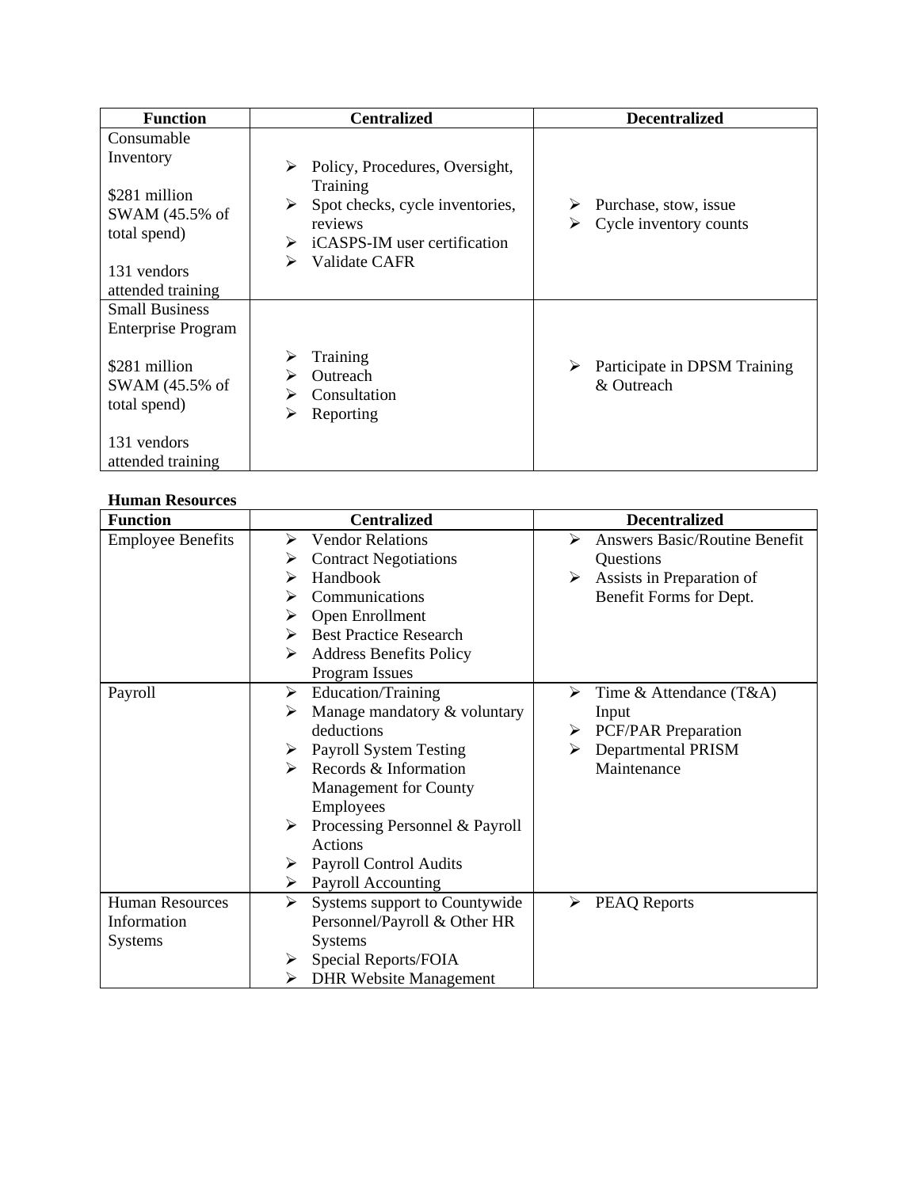| Function | Centralized | Decentralized |
|---|---|---|
| Consumable Inventory<br><br>$281 million SWAM (45.5% of total spend)<br><br>131 vendors attended training | ➢ Policy, Procedures, Oversight, Training<br>➢ Spot checks, cycle inventories, reviews<br>➢ iCASPS-IM user certification<br>➢ Validate CAFR | ➢ Purchase, stow, issue<br>➢ Cycle inventory counts |
| Small Business Enterprise Program<br><br>$281 million SWAM (45.5% of total spend)<br><br>131 vendors attended training | ➢ Training<br>➢ Outreach<br>➢ Consultation<br>➢ Reporting | ➢ Participate in DPSM Training & Outreach |

**Human Resources**

| Function | Centralized | Decentralized |
|---|---|---|
| Employee Benefits | ➢ Vendor Relations<br>➢ Contract Negotiations<br>➢ Handbook<br>➢ Communications<br>➢ Open Enrollment<br>➢ Best Practice Research<br>➢ Address Benefits Policy Program Issues | ➢ Answers Basic/Routine Benefit Questions<br>➢ Assists in Preparation of Benefit Forms for Dept. |
| Payroll | ➢ Education/Training<br>➢ Manage mandatory & voluntary deductions<br>➢ Payroll System Testing<br>➢ Records & Information Management for County Employees<br>➢ Processing Personnel & Payroll Actions<br>➢ Payroll Control Audits<br>➢ Payroll Accounting | ➢ Time & Attendance (T&A) Input<br>➢ PCF/PAR Preparation<br>➢ Departmental PRISM Maintenance |
| Human Resources Information Systems | ➢ Systems support to Countywide Personnel/Payroll & Other HR Systems<br>➢ Special Reports/FOIA<br>➢ DHR Website Management | ➢ PEAQ Reports |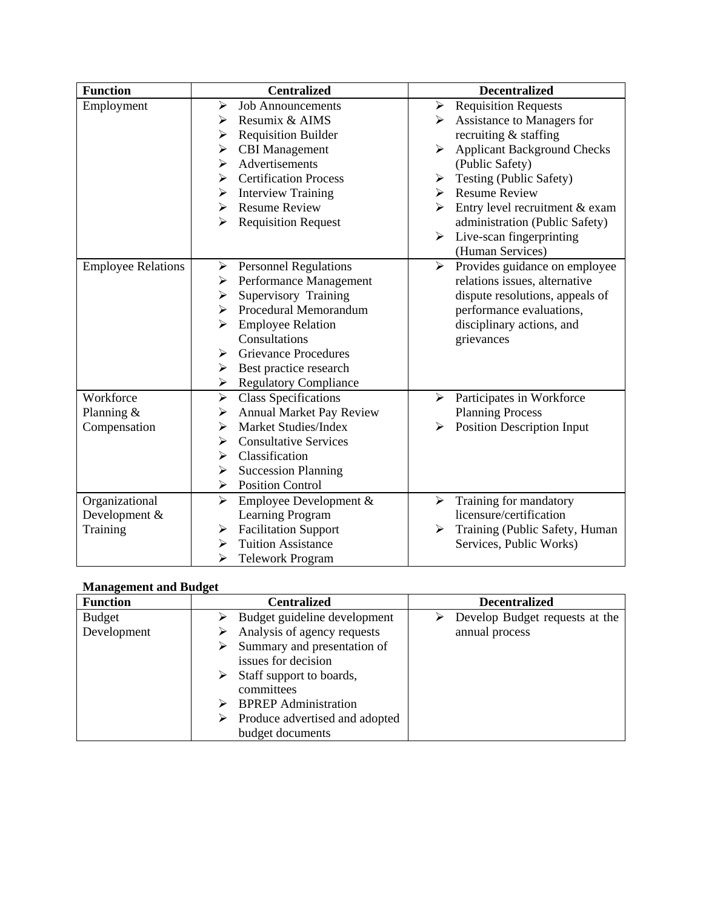| Function | Centralized | Decentralized |
|---|---|---|
| Employment | ➢ Job Announcements<br>➢ Resumix & AIMS<br>➢ Requisition Builder<br>➢ CBI Management<br>➢ Advertisements<br>➢ Certification Process<br>➢ Interview Training<br>➢ Resume Review<br>➢ Requisition Request | ➢ Requisition Requests<br>➢ Assistance to Managers for recruiting & staffing<br>➢ Applicant Background Checks (Public Safety)<br>➢ Testing (Public Safety)<br>➢ Resume Review<br>➢ Entry level recruitment & exam administration (Public Safety)<br>➢ Live-scan fingerprinting (Human Services) |
| Employee Relations | ➢ Personnel Regulations<br>➢ Performance Management<br>➢ Supervisory Training<br>➢ Procedural Memorandum<br>➢ Employee Relation Consultations<br>➢ Grievance Procedures<br>➢ Best practice research<br>➢ Regulatory Compliance | ➢ Provides guidance on employee relations issues, alternative dispute resolutions, appeals of performance evaluations, disciplinary actions, and grievances |
| Workforce Planning & Compensation | ➢ Class Specifications<br>➢ Annual Market Pay Review<br>➢ Market Studies/Index<br>➢ Consultative Services<br>➢ Classification<br>➢ Succession Planning<br>➢ Position Control | ➢ Participates in Workforce Planning Process<br>➢ Position Description Input |
| Organizational Development & Training | ➢ Employee Development & Learning Program<br>➢ Facilitation Support<br>➢ Tuition Assistance<br>➢ Telework Program | ➢ Training for mandatory licensure/certification<br>➢ Training (Public Safety, Human Services, Public Works) |

**Management and Budget**

| Function | Centralized | Decentralized |
|---|---|---|
| Budget Development | ➢ Budget guideline development<br>➢ Analysis of agency requests<br>➢ Summary and presentation of issues for decision<br>➢ Staff support to boards, committees<br>➢ BPREP Administration<br>➢ Produce advertised and adopted budget documents | ➢ Develop Budget requests at the annual process |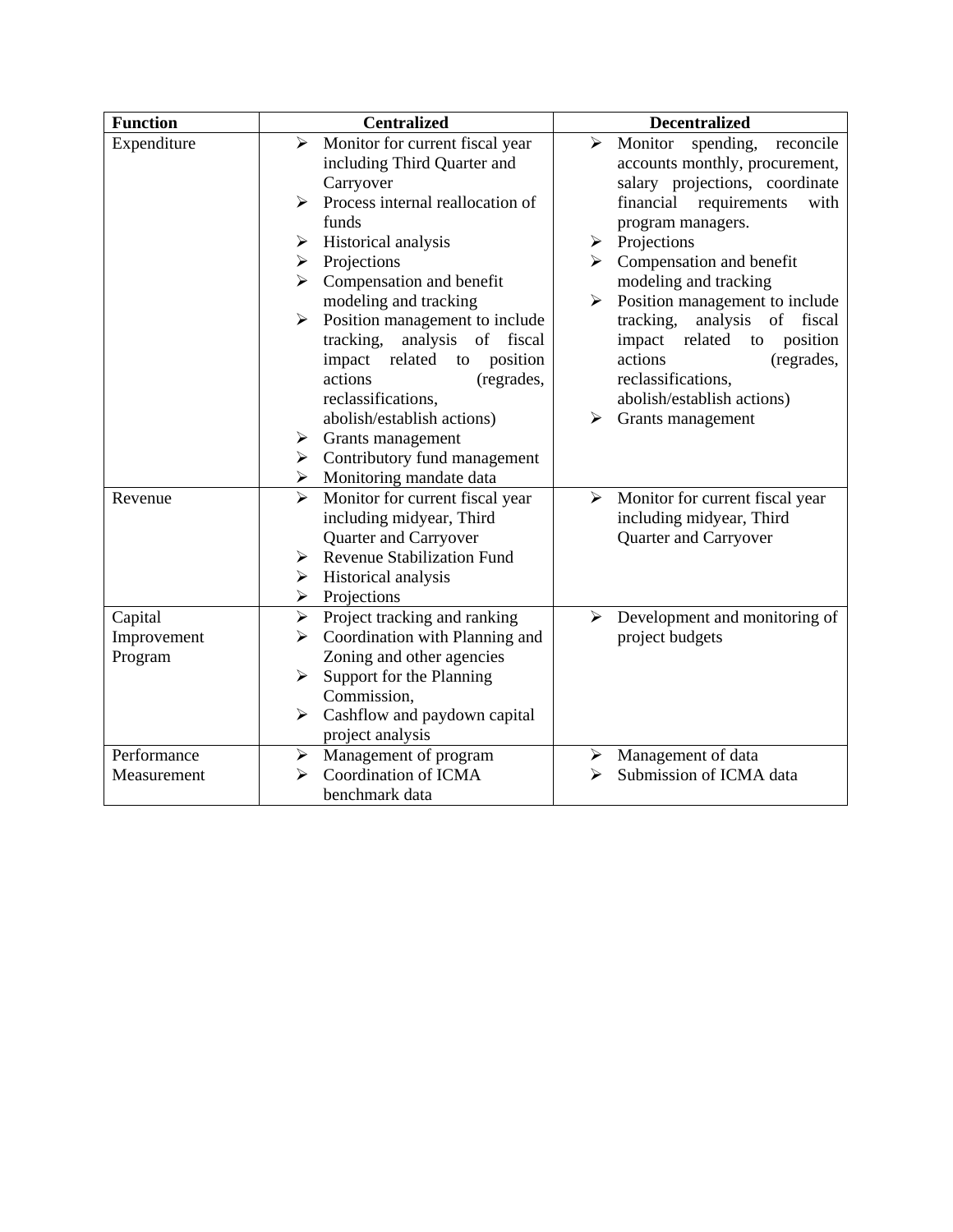| Function | Centralized | Decentralized |
| --- | --- | --- |
| Expenditure | ➢ Monitor for current fiscal year including Third Quarter and Carryover<br>➢ Process internal reallocation of funds<br>➢ Historical analysis<br>➢ Projections<br>➢ Compensation and benefit modeling and tracking<br>➢ Position management to include tracking, analysis of fiscal impact related to position actions (regrades, reclassifications, abolish/establish actions)<br>➢ Grants management<br>➢ Contributory fund management<br>➢ Monitoring mandate data | ➢ Monitor spending, reconcile accounts monthly, procurement, salary projections, coordinate financial requirements with program managers.<br>➢ Projections<br>➢ Compensation and benefit modeling and tracking<br>➢ Position management to include tracking, analysis of fiscal impact related to position actions (regrades, reclassifications, abolish/establish actions)<br>➢ Grants management |
| Revenue | ➢ Monitor for current fiscal year including midyear, Third Quarter and Carryover<br>➢ Revenue Stabilization Fund<br>➢ Historical analysis<br>➢ Projections | ➢ Monitor for current fiscal year including midyear, Third Quarter and Carryover |
| Capital Improvement Program | ➢ Project tracking and ranking<br>➢ Coordination with Planning and Zoning and other agencies<br>➢ Support for the Planning Commission,<br>➢ Cashflow and paydown capital project analysis | ➢ Development and monitoring of project budgets |
| Performance Measurement | ➢ Management of program<br>➢ Coordination of ICMA benchmark data | ➢ Management of data<br>➢ Submission of ICMA data |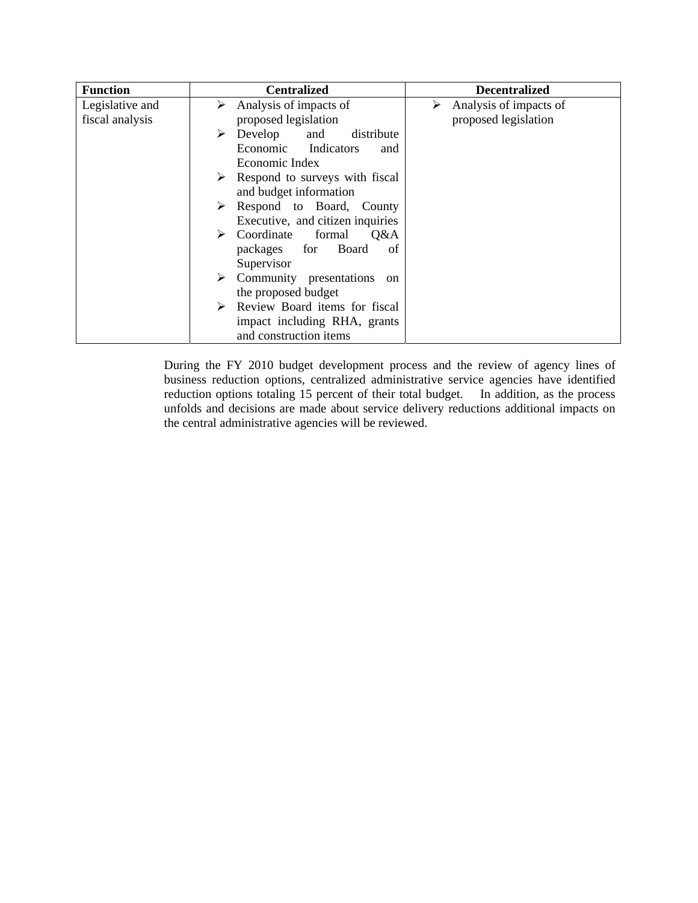| Function | Centralized | Decentralized |
| --- | --- | --- |
| Legislative and fiscal analysis | ➢ Analysis of impacts of proposed legislation<br>➢ Develop and distribute Economic Indicators and Economic Index<br>➢ Respond to surveys with fiscal and budget information<br>➢ Respond to Board, County Executive, and citizen inquiries<br>➢ Coordinate formal Q&A packages for Board of Supervisor<br>➢ Community presentations on the proposed budget<br>➢ Review Board items for fiscal impact including RHA, grants and construction items | ➢ Analysis of impacts of proposed legislation |

During the FY 2010 budget development process and the review of agency lines of business reduction options, centralized administrative service agencies have identified reduction options totaling 15 percent of their total budget. In addition, as the process unfolds and decisions are made about service delivery reductions additional impacts on the central administrative agencies will be reviewed.